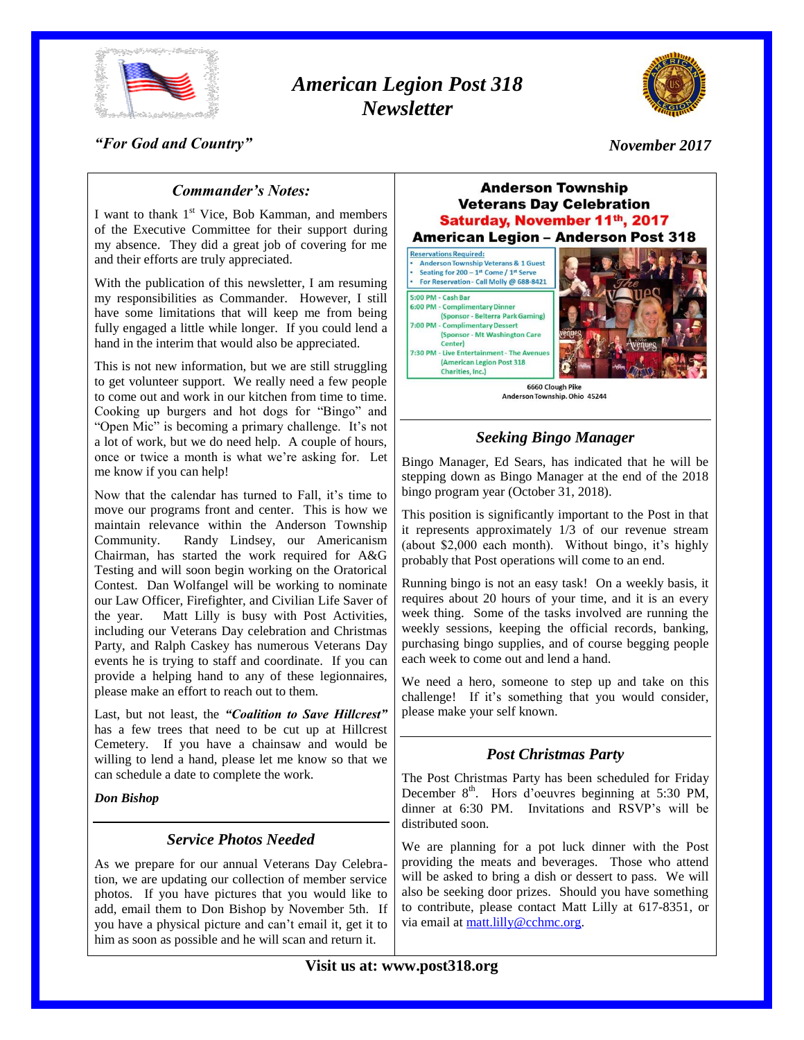# American Legion Post 318 Newsletter

*"For God and Country"*

*November 2017*

## *Commander's Notes:*

I want to thank 1st Vice, Bob Kamman, and members of the Executive Committee for their support during my absence. They did a great job of covering for me and their efforts are truly appreciated.

With the publication of this newsletter, I am resuming my responsibilities as Commander. However, I still have some limitations that will keep me from being fully engaged a little while longer. If you could lend a hand in the interim that would also be appreciated.

This is not new information, but we are still struggling to get volunteer support. We really need a few people to come out and work in our kitchen from time to time. Cooking up burgers and hot dogs for "Bingo" and "Open Mic" is becoming a primary challenge. It's not a lot of work, but we do need help. A couple of hours, once or twice a month is what we're asking for. Let me know if you can help!

Now that the calendar has turned to Fall, it's time to move our programs front and center. This is how we maintain relevance within the Anderson Township Community. Randy Lindsey, our Americanism Chairman, has started the work required for A&G Testing and will soon begin working on the Oratorical Contest. Dan Wolfangel will be working to nominate our Law Officer, Firefighter, and Civilian Life Saver of the year. Matt Lilly is busy with Post Activities, including our Veterans Day celebration and Christmas Party, and Ralph Caskey has numerous Veterans Day events he is trying to staff and coordinate. If you can provide a helping hand to any of these legionnaires, please make an effort to reach out to them.

Last, but not least, the ***"Coalition to Save Hillcrest"*** has a few trees that need to be cut up at Hillcrest Cemetery. If you have a chainsaw and would be willing to lend a hand, please let me know so that we can schedule a date to complete the work.

***Don Bishop***

## *Service Photos Needed*

As we prepare for our annual Veterans Day Celebration, we are updating our collection of member service photos. If you have pictures that you would like to add, email them to Don Bishop by November 5th. If you have a physical picture and can't email it, get it to him as soon as possible and he will scan and return it.

## Anderson Township Veterans Day Celebration

**Saturday, November 11th, 2017**

**American Legion – Anderson Post 318**

Reservations Required:
- Anderson Township Veterans & 1 Guest
- Seating for 200 – 1st Come / 1st Serve
- For Reservation - Call Molly @ 688-8421

5:00 PM - Cash Bar
6:00 PM - Complimentary Dinner (Sponsor - Belterra Park Gaming)
7:00 PM - Complimentary Dessert (Sponsor - Mt Washington Care Center)
7:30 PM - Live Entertainment - The Avenues (American Legion Post 318 Charities, Inc.)

6660 Clough Pike
Anderson Township. Ohio 45244

## *Seeking Bingo Manager*

Bingo Manager, Ed Sears, has indicated that he will be stepping down as Bingo Manager at the end of the 2018 bingo program year (October 31, 2018).

This position is significantly important to the Post in that it represents approximately 1/3 of our revenue stream (about $2,000 each month). Without bingo, it's highly probably that Post operations will come to an end.

Running bingo is not an easy task! On a weekly basis, it requires about 20 hours of your time, and it is an every week thing. Some of the tasks involved are running the weekly sessions, keeping the official records, banking, purchasing bingo supplies, and of course begging people each week to come out and lend a hand.

We need a hero, someone to step up and take on this challenge! If it's something that you would consider, please make your self known.

## *Post Christmas Party*

The Post Christmas Party has been scheduled for Friday December 8th. Hors d'oeuvres beginning at 5:30 PM, dinner at 6:30 PM. Invitations and RSVP's will be distributed soon.

We are planning for a pot luck dinner with the Post providing the meats and beverages. Those who attend will be asked to bring a dish or dessert to pass. We will also be seeking door prizes. Should you have something to contribute, please contact Matt Lilly at 617-8351, or via email at matt.lilly@cchmc.org.

**Visit us at: www.post318.org**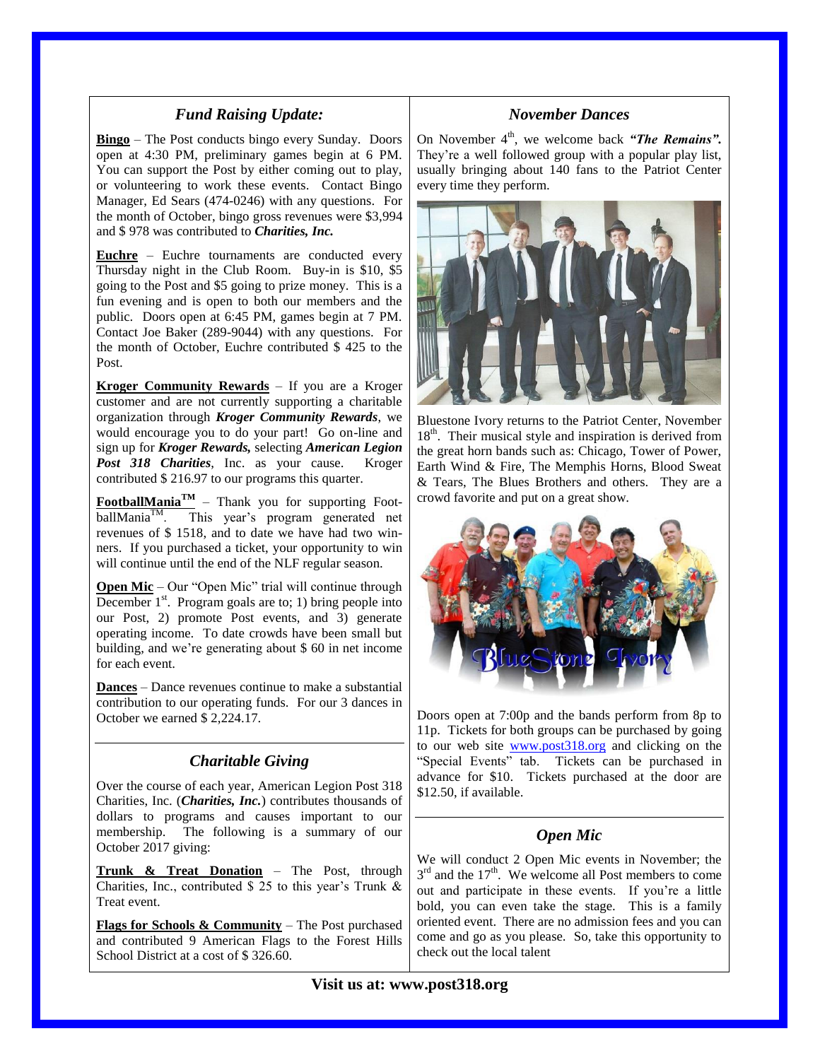## *Fund Raising Update:*

**Bingo** – The Post conducts bingo every Sunday. Doors open at 4:30 PM, preliminary games begin at 6 PM. You can support the Post by either coming out to play, or volunteering to work these events. Contact Bingo Manager, Ed Sears (474-0246) with any questions. For the month of October, bingo gross revenues were $3,994 and $ 978 was contributed to ***Charities, Inc.***

**Euchre** – Euchre tournaments are conducted every Thursday night in the Club Room. Buy-in is $10, $5 going to the Post and $5 going to prize money. This is a fun evening and is open to both our members and the public. Doors open at 6:45 PM, games begin at 7 PM. Contact Joe Baker (289-9044) with any questions. For the month of October, Euchre contributed $ 425 to the Post.

**Kroger Community Rewards** – If you are a Kroger customer and are not currently supporting a charitable organization through ***Kroger Community Rewards***, we would encourage you to do your part! Go on-line and sign up for ***Kroger Rewards,*** selecting ***American Legion Post 318 Charities***, Inc. as your cause. Kroger contributed $ 216.97 to our programs this quarter.

**FootballMania™** – Thank you for supporting FootballMania™. This year's program generated net revenues of $ 1518, and to date we have had two winners. If you purchased a ticket, your opportunity to win will continue until the end of the NLF regular season.

**Open Mic** – Our "Open Mic" trial will continue through December 1st. Program goals are to; 1) bring people into our Post, 2) promote Post events, and 3) generate operating income. To date crowds have been small but building, and we're generating about $ 60 in net income for each event.

**Dances** – Dance revenues continue to make a substantial contribution to our operating funds. For our 3 dances in October we earned $ 2,224.17.

## *Charitable Giving*

Over the course of each year, American Legion Post 318 Charities, Inc. (***Charities, Inc.***) contributes thousands of dollars to programs and causes important to our membership. The following is a summary of our October 2017 giving:

**Trunk & Treat Donation** – The Post, through Charities, Inc., contributed $ 25 to this year's Trunk & Treat event.

**Flags for Schools & Community** – The Post purchased and contributed 9 American Flags to the Forest Hills School District at a cost of $ 326.60.

## *November Dances*

On November 4th, we welcome back ***"The Remains".*** They're a well followed group with a popular play list, usually bringing about 140 fans to the Patriot Center every time they perform.

Bluestone Ivory returns to the Patriot Center, November 18th. Their musical style and inspiration is derived from the great horn bands such as: Chicago, Tower of Power, Earth Wind & Fire, The Memphis Horns, Blood Sweat & Tears, The Blues Brothers and others. They are a crowd favorite and put on a great show.

BlueStone Ivory

Doors open at 7:00p and the bands perform from 8p to 11p. Tickets for both groups can be purchased by going to our web site www.post318.org and clicking on the "Special Events" tab. Tickets can be purchased in advance for $10. Tickets purchased at the door are $12.50, if available.

## *Open Mic*

We will conduct 2 Open Mic events in November; the 3rd and the 17th. We welcome all Post members to come out and participate in these events. If you're a little bold, you can even take the stage. This is a family oriented event. There are no admission fees and you can come and go as you please. So, take this opportunity to check out the local talent

**Visit us at: www.post318.org**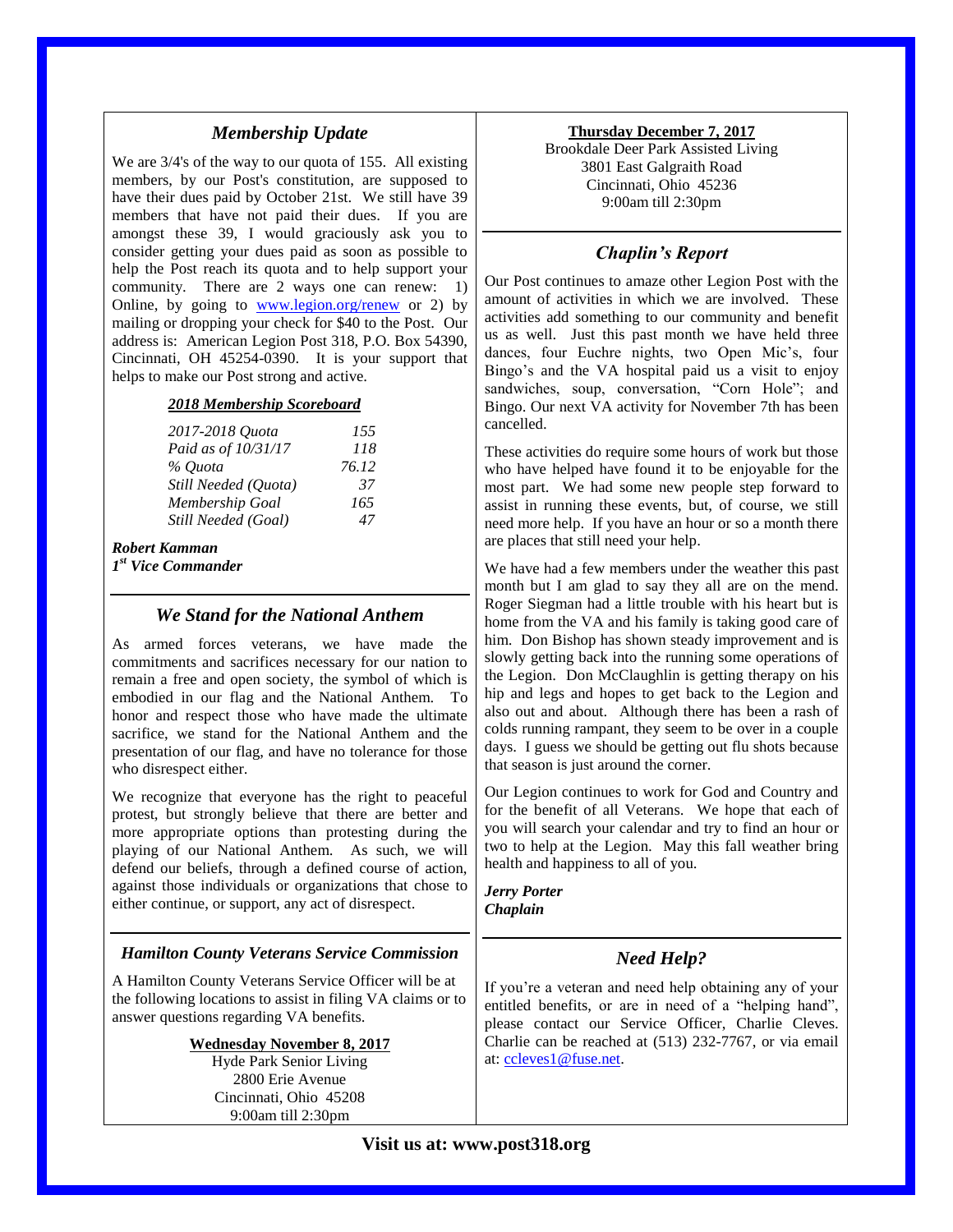## *Membership Update*

We are 3/4's of the way to our quota of 155. All existing members, by our Post's constitution, are supposed to have their dues paid by October 21st. We still have 39 members that have not paid their dues. If you are amongst these 39, I would graciously ask you to consider getting your dues paid as soon as possible to help the Post reach its quota and to help support your community. There are 2 ways one can renew: 1) Online, by going to www.legion.org/renew or 2) by mailing or dropping your check for $40 to the Post. Our address is: American Legion Post 318, P.O. Box 54390, Cincinnati, OH 45254-0390. It is your support that helps to make our Post strong and active.

***2018 Membership Scoreboard***

| | |
|---|---|
| *2017-2018 Quota* | *155* |
| *Paid as of 10/31/17* | *118* |
| *% Quota* | *76.12* |
| *Still Needed (Quota)* | *37* |
| *Membership Goal* | *165* |
| *Still Needed (Goal)* | *47* |

***Robert Kamman***
***1st Vice Commander***

## *We Stand for the National Anthem*

As armed forces veterans, we have made the commitments and sacrifices necessary for our nation to remain a free and open society, the symbol of which is embodied in our flag and the National Anthem. To honor and respect those who have made the ultimate sacrifice, we stand for the National Anthem and the presentation of our flag, and have no tolerance for those who disrespect either.

We recognize that everyone has the right to peaceful protest, but strongly believe that there are better and more appropriate options than protesting during the playing of our National Anthem. As such, we will defend our beliefs, through a defined course of action, against those individuals or organizations that chose to either continue, or support, any act of disrespect.

## *Hamilton County Veterans Service Commission*

A Hamilton County Veterans Service Officer will be at the following locations to assist in filing VA claims or to answer questions regarding VA benefits.

**Wednesday November 8, 2017**
Hyde Park Senior Living
2800 Erie Avenue
Cincinnati, Ohio 45208
9:00am till 2:30pm

**Thursday December 7, 2017**
Brookdale Deer Park Assisted Living
3801 East Galgraith Road
Cincinnati, Ohio 45236
9:00am till 2:30pm

## *Chaplin's Report*

Our Post continues to amaze other Legion Post with the amount of activities in which we are involved. These activities add something to our community and benefit us as well. Just this past month we have held three dances, four Euchre nights, two Open Mic's, four Bingo's and the VA hospital paid us a visit to enjoy sandwiches, soup, conversation, "Corn Hole"; and Bingo. Our next VA activity for November 7th has been cancelled.

These activities do require some hours of work but those who have helped have found it to be enjoyable for the most part. We had some new people step forward to assist in running these events, but, of course, we still need more help. If you have an hour or so a month there are places that still need your help.

We have had a few members under the weather this past month but I am glad to say they all are on the mend. Roger Siegman had a little trouble with his heart but is home from the VA and his family is taking good care of him. Don Bishop has shown steady improvement and is slowly getting back into the running some operations of the Legion. Don McClaughlin is getting therapy on his hip and legs and hopes to get back to the Legion and also out and about. Although there has been a rash of colds running rampant, they seem to be over in a couple days. I guess we should be getting out flu shots because that season is just around the corner.

Our Legion continues to work for God and Country and for the benefit of all Veterans. We hope that each of you will search your calendar and try to find an hour or two to help at the Legion. May this fall weather bring health and happiness to all of you.

***Jerry Porter***
***Chaplain***

## *Need Help?*

If you're a veteran and need help obtaining any of your entitled benefits, or are in need of a "helping hand", please contact our Service Officer, Charlie Cleves. Charlie can be reached at (513) 232-7767, or via email at: ccleves1@fuse.net.

**Visit us at: www.post318.org**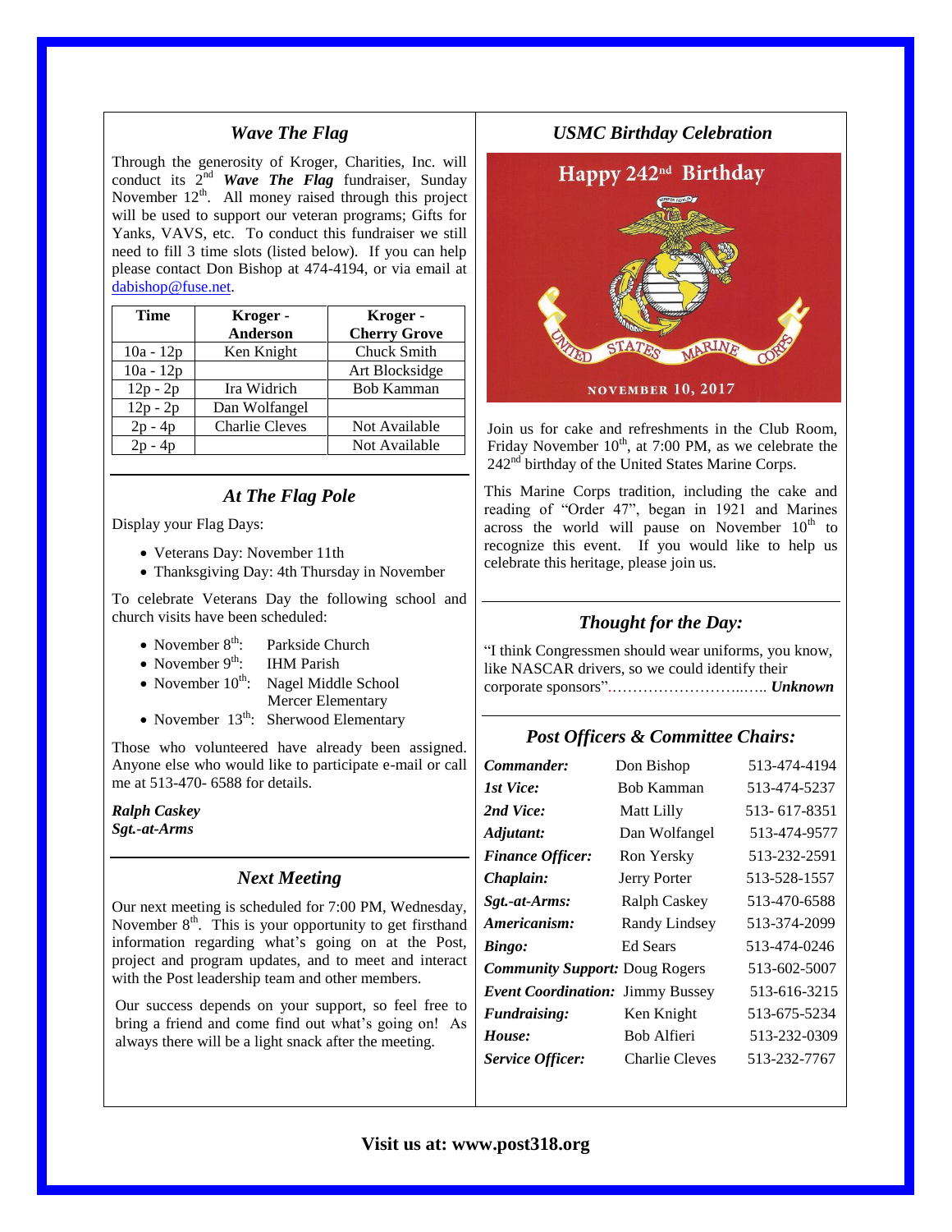## *Wave The Flag*

Through the generosity of Kroger, Charities, Inc. will conduct its 2nd ***Wave The Flag*** fundraiser, Sunday November 12th. All money raised through this project will be used to support our veteran programs; Gifts for Yanks, VAVS, etc. To conduct this fundraiser we still need to fill 3 time slots (listed below). If you can help please contact Don Bishop at 474-4194, or via email at dabishop@fuse.net.

| Time | Kroger - Anderson | Kroger - Cherry Grove |
|---|---|---|
| 10a - 12p | Ken Knight | Chuck Smith |
| 10a - 12p | | Art Blocksidge |
| 12p - 2p | Ira Widrich | Bob Kamman |
| 12p - 2p | Dan Wolfangel | |
| 2p - 4p | Charlie Cleves | Not Available |
| 2p - 4p | | Not Available |

## *At The Flag Pole*

Display your Flag Days:

- Veterans Day: November 11th
- Thanksgiving Day: 4th Thursday in November

To celebrate Veterans Day the following school and church visits have been scheduled:

- November 8th: Parkside Church
- November 9th: IHM Parish
- November 10th: Nagel Middle School, Mercer Elementary
- November 13th: Sherwood Elementary

Those who volunteered have already been assigned. Anyone else who would like to participate e-mail or call me at 513-470- 6588 for details.

***Ralph Caskey***
***Sgt.-at-Arms***

## *Next Meeting*

Our next meeting is scheduled for 7:00 PM, Wednesday, November 8th. This is your opportunity to get firsthand information regarding what's going on at the Post, project and program updates, and to meet and interact with the Post leadership team and other members.

Our success depends on your support, so feel free to bring a friend and come find out what's going on! As always there will be a light snack after the meeting.

## *USMC Birthday Celebration*

Happy 242nd Birthday

UNITED STATES MARINE CORPS

NOVEMBER 10, 2017

Join us for cake and refreshments in the Club Room, Friday November 10th, at 7:00 PM, as we celebrate the 242nd birthday of the United States Marine Corps.

This Marine Corps tradition, including the cake and reading of "Order 47", began in 1921 and Marines across the world will pause on November 10th to recognize this event. If you would like to help us celebrate this heritage, please join us.

## *Thought for the Day:*

"I think Congressmen should wear uniforms, you know, like NASCAR drivers, so we could identify their corporate sponsors"……………………..….. ***Unknown***

## *Post Officers & Committee Chairs:*

| | | |
|---|---|---|
| ***Commander:*** | Don Bishop | 513-474-4194 |
| ***1st Vice:*** | Bob Kamman | 513-474-5237 |
| ***2nd Vice:*** | Matt Lilly | 513- 617-8351 |
| ***Adjutant:*** | Dan Wolfangel | 513-474-9577 |
| ***Finance Officer:*** | Ron Yersky | 513-232-2591 |
| ***Chaplain:*** | Jerry Porter | 513-528-1557 |
| ***Sgt.-at-Arms:*** | Ralph Caskey | 513-470-6588 |
| ***Americanism:*** | Randy Lindsey | 513-374-2099 |
| ***Bingo:*** | Ed Sears | 513-474-0246 |
| ***Community Support:*** | Doug Rogers | 513-602-5007 |
| ***Event Coordination:*** | Jimmy Bussey | 513-616-3215 |
| ***Fundraising:*** | Ken Knight | 513-675-5234 |
| ***House:*** | Bob Alfieri | 513-232-0309 |
| ***Service Officer:*** | Charlie Cleves | 513-232-7767 |

**Visit us at: www.post318.org**